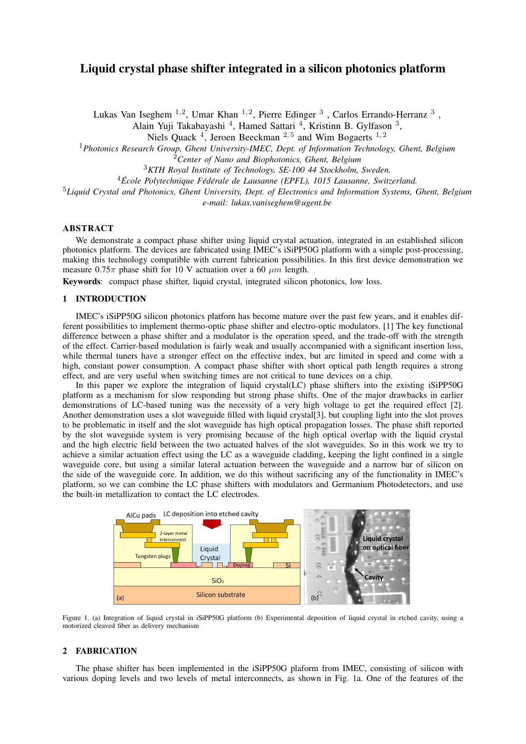# Liquid crystal phase shifter integrated in a silicon photonics platform

Lukas Van Iseghem [1,2], Umar Khan [1,2], Pierre Edinger [3], Carlos Errando-Herranz [3], Alain Yuji Takabayashi [4], Hamed Sattari [4], Kristinn B. Gylfason [3], Niels Quack [4], Jeroen Beeckman [2,5] and Wim Bogaerts [1,2]

[1] *Photonics Research Group, Ghent University-IMEC, Dept. of Information Technology, Ghent, Belgium*
[2] *Center of Nano and Biophotonics, Ghent, Belgium*
[3] *KTH Royal Institute of Technology, SE-100 44 Stockholm, Sweden.*
[4] *École Polytechnique Fédérale de Lausanne (EPFL), 1015 Lausanne, Switzerland.*
[5] *Liquid Crystal and Photonics, Ghent University, Dept. of Electronics and Information Systems, Ghent, Belgium*
*e-mail: lukas.vaniseghem@ugent.be*

## ABSTRACT

We demonstrate a compact phase shifter using liquid crystal actuation, integrated in an established silicon photonics platform. The devices are fabricated using IMEC's iSiPP50G platform with a simple post-processing, making this technology compatible with current fabrication possibilities. In this first device demonstration we measure $0.75\pi$ phase shift for 10 V actuation over a 60 $\mu m$ length.

**Keywords**: compact phase shifter, liquid crystal, integrated silicon photonics, low loss.

## 1 INTRODUCTION

IMEC's iSiPP50G silicon photonics platform has become mature over the past few years, and it enables different possibilities to implement thermo-optic phase shifter and electro-optic modulators. [1] The key functional difference between a phase shifter and a modulator is the operation speed, and the trade-off with the strength of the effect. Carrier-based modulation is fairly weak and usually accompanied with a significant insertion loss, while thermal tuners have a stronger effect on the effective index, but are limited in speed and come with a high, constant power consumption. A compact phase shifter with short optical path length requires a strong effect, and are very useful when switching times are not critical to tune devices on a chip.

In this paper we explore the integration of liquid crystal(LC) phase shifters into the existing iSiPP50G platform as a mechanism for slow responding but strong phase shifts. One of the major drawbacks in earlier demonstrations of LC-based tuning was the necessity of a very high voltage to get the required effect [2]. Another demonstration uses a slot waveguide filled with liquid crystal[3], but coupling light into the slot proves to be problematic in itself and the slot waveguide has high optical propagation losses. The phase shift reported by the slot waveguide system is very promising because of the high optical overlap with the liquid crystal and the high electric field between the two actuated halves of the slot waveguides. So in this work we try to achieve a similar actuation effect using the LC as a waveguide cladding, keeping the light confined in a single waveguide core, but using a similar lateral actuation between the waveguide and a narrow bar of silicon on the side of the waveguide core. In addition, we do this without sacrificing any of the functionality in IMEC's platform, so we can combine the LC phase shifters with modulators and Germanium Photodetectors, and use the built-in metallization to contact the LC electrodes.

Figure 1. (a) Integration of liquid crystal in iSiPP50G platform (b) Experimental deposition of liquid crystal in etched cavity, using a motorized cleaved fiber as delivery mechanism

## 2 FABRICATION

The phase shifter has been implemented in the iSiPP50G plaform from IMEC, consisting of silicon with various doping levels and two levels of metal interconnects, as shown in Fig. 1a. One of the features of the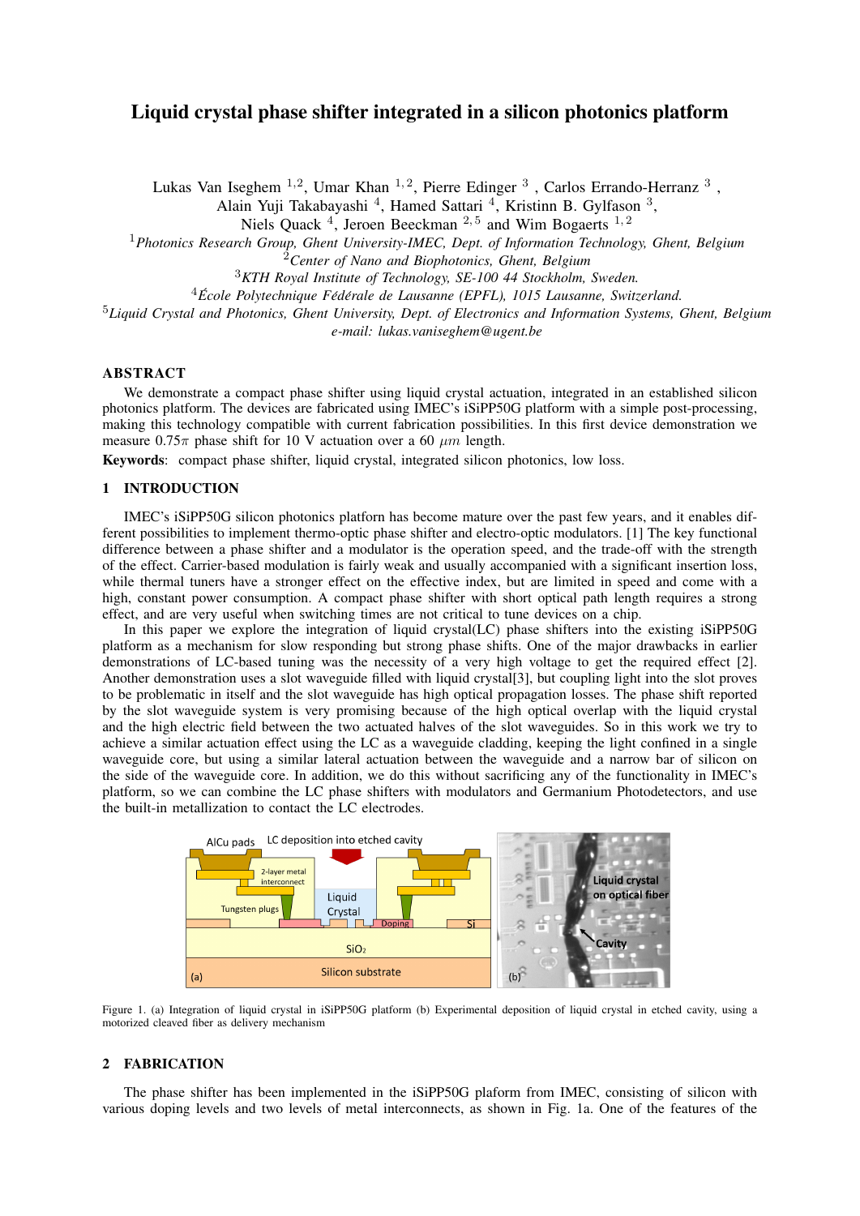# Liquid crystal phase shifter integrated in a silicon photonics platform

Lukas Van Iseghem [1,2], Umar Khan [1,2], Pierre Edinger [3] , Carlos Errando-Herranz [3] , Alain Yuji Takabayashi [4], Hamed Sattari [4], Kristinn B. Gylfason [3], Niels Quack [4], Jeroen Beeckman [2,5] and Wim Bogaerts [1,2]

[1]*Photonics Research Group, Ghent University-IMEC, Dept. of Information Technology, Ghent, Belgium*
[2]*Center of Nano and Biophotonics, Ghent, Belgium*
[3]*KTH Royal Institute of Technology, SE-100 44 Stockholm, Sweden.*
[4]*École Polytechnique Fédérale de Lausanne (EPFL), 1015 Lausanne, Switzerland.*
[5]*Liquid Crystal and Photonics, Ghent University, Dept. of Electronics and Information Systems, Ghent, Belgium*
*e-mail: lukas.vaniseghem@ugent.be*

## ABSTRACT

We demonstrate a compact phase shifter using liquid crystal actuation, integrated in an established silicon photonics platform. The devices are fabricated using IMEC's iSiPP50G platform with a simple post-processing, making this technology compatible with current fabrication possibilities. In this first device demonstration we measure $0.75\pi$ phase shift for 10 V actuation over a 60 $\mu m$ length.

**Keywords**: compact phase shifter, liquid crystal, integrated silicon photonics, low loss.

## 1 INTRODUCTION

IMEC's iSiPP50G silicon photonics platform has become mature over the past few years, and it enables different possibilities to implement thermo-optic phase shifter and electro-optic modulators. [1] The key functional difference between a phase shifter and a modulator is the operation speed, and the trade-off with the strength of the effect. Carrier-based modulation is fairly weak and usually accompanied with a significant insertion loss, while thermal tuners have a stronger effect on the effective index, but are limited in speed and come with a high, constant power consumption. A compact phase shifter with short optical path length requires a strong effect, and are very useful when switching times are not critical to tune devices on a chip.

In this paper we explore the integration of liquid crystal(LC) phase shifters into the existing iSiPP50G platform as a mechanism for slow responding but strong phase shifts. One of the major drawbacks in earlier demonstrations of LC-based tuning was the necessity of a very high voltage to get the required effect [2]. Another demonstration uses a slot waveguide filled with liquid crystal[3], but coupling light into the slot proves to be problematic in itself and the slot waveguide has high optical propagation losses. The phase shift reported by the slot waveguide system is very promising because of the high optical overlap with the liquid crystal and the high electric field between the two actuated halves of the slot waveguides. So in this work we try to achieve a similar actuation effect using the LC as a waveguide cladding, keeping the light confined in a single waveguide core, but using a similar lateral actuation between the waveguide and a narrow bar of silicon on the side of the waveguide core. In addition, we do this without sacrificing any of the functionality in IMEC's platform, so we can combine the LC phase shifters with modulators and Germanium Photodetectors, and use the built-in metallization to contact the LC electrodes.

AlCu pads
LC deposition into etched cavity
2-layer metal interconnect
Liquid Crystal
Tungsten plugs
Doping
Si
$SiO_2$
Silicon substrate
(a)

Liquid crystal on optical fiber
Cavity
(b)

Figure 1. (a) Integration of liquid crystal in iSiPP50G platform (b) Experimental deposition of liquid crystal in etched cavity, using a motorized cleaved fiber as delivery mechanism

## 2 FABRICATION

The phase shifter has been implemented in the iSiPP50G plaform from IMEC, consisting of silicon with various doping levels and two levels of metal interconnects, as shown in Fig. 1a. One of the features of the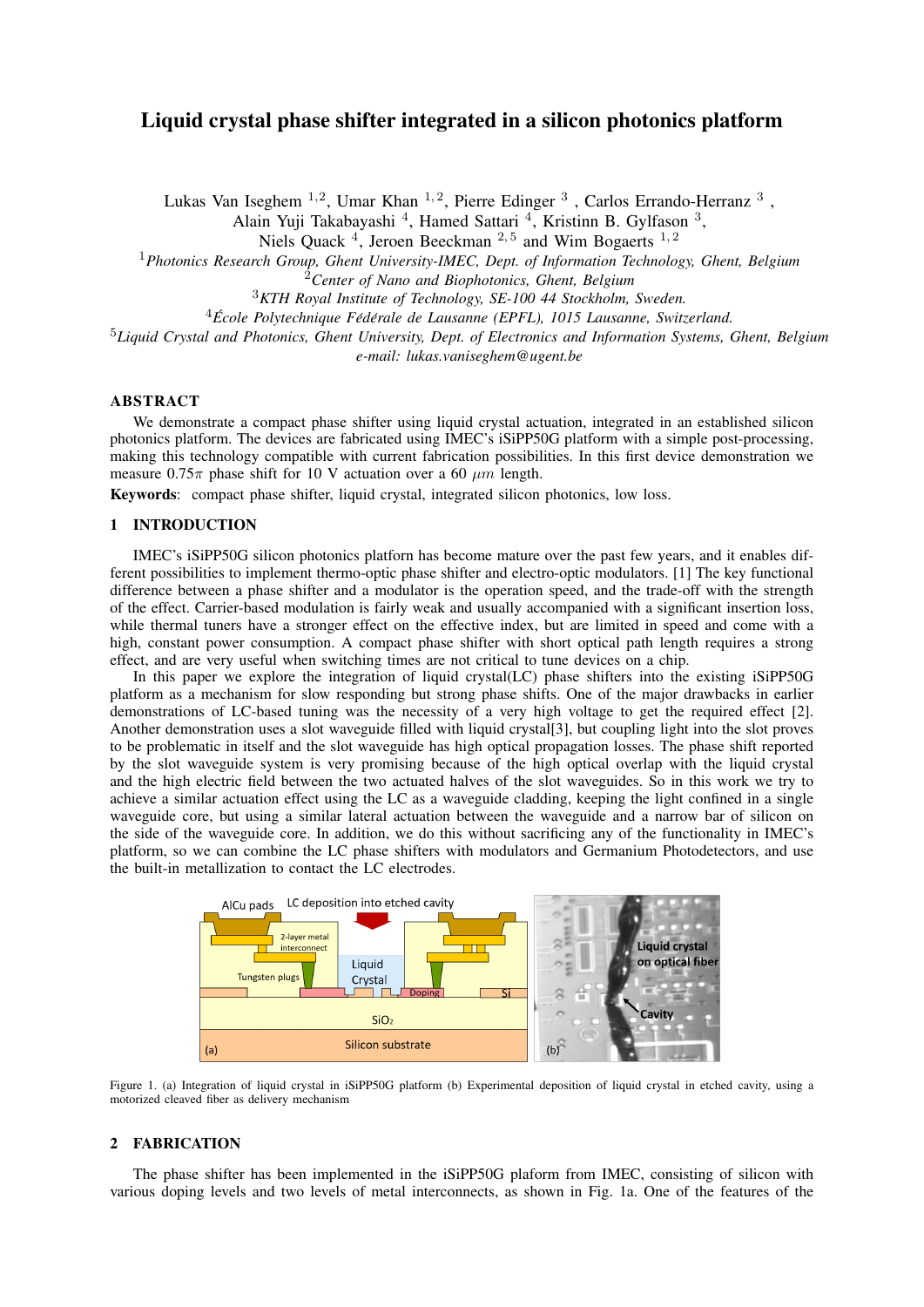# Liquid crystal phase shifter integrated in a silicon photonics platform

Lukas Van Iseghem [1,2], Umar Khan [1,2], Pierre Edinger [3] , Carlos Errando-Herranz [3] ,
Alain Yuji Takabayashi [4], Hamed Sattari [4], Kristinn B. Gylfason [3],
Niels Quack [4], Jeroen Beeckman [2,5] and Wim Bogaerts [1,2]

[1] *Photonics Research Group, Ghent University-IMEC, Dept. of Information Technology, Ghent, Belgium*
[2] *Center of Nano and Biophotonics, Ghent, Belgium*
[3] *KTH Royal Institute of Technology, SE-100 44 Stockholm, Sweden.*
[4] *École Polytechnique Fédérale de Lausanne (EPFL), 1015 Lausanne, Switzerland.*
[5] *Liquid Crystal and Photonics, Ghent University, Dept. of Electronics and Information Systems, Ghent, Belgium*
*e-mail: lukas.vaniseghem@ugent.be*

## ABSTRACT

We demonstrate a compact phase shifter using liquid crystal actuation, integrated in an established silicon photonics platform. The devices are fabricated using IMEC's iSiPP50G platform with a simple post-processing, making this technology compatible with current fabrication possibilities. In this first device demonstration we measure $0.75\pi$ phase shift for 10 V actuation over a 60 $\mu m$ length.

**Keywords**: compact phase shifter, liquid crystal, integrated silicon photonics, low loss.

## 1 INTRODUCTION

IMEC's iSiPP50G silicon photonics platform has become mature over the past few years, and it enables different possibilities to implement thermo-optic phase shifter and electro-optic modulators. [1] The key functional difference between a phase shifter and a modulator is the operation speed, and the trade-off with the strength of the effect. Carrier-based modulation is fairly weak and usually accompanied with a significant insertion loss, while thermal tuners have a stronger effect on the effective index, but are limited in speed and come with a high, constant power consumption. A compact phase shifter with short optical path length requires a strong effect, and are very useful when switching times are not critical to tune devices on a chip.

In this paper we explore the integration of liquid crystal(LC) phase shifters into the existing iSiPP50G platform as a mechanism for slow responding but strong phase shifts. One of the major drawbacks in earlier demonstrations of LC-based tuning was the necessity of a very high voltage to get the required effect [2]. Another demonstration uses a slot waveguide filled with liquid crystal[3], but coupling light into the slot proves to be problematic in itself and the slot waveguide has high optical propagation losses. The phase shift reported by the slot waveguide system is very promising because of the high optical overlap with the liquid crystal and the high electric field between the two actuated halves of the slot waveguides. So in this work we try to achieve a similar actuation effect using the LC as a waveguide cladding, keeping the light confined in a single waveguide core, but using a similar lateral actuation between the waveguide and a narrow bar of silicon on the side of the waveguide core. In addition, we do this without sacrificing any of the functionality in IMEC's platform, so we can combine the LC phase shifters with modulators and Germanium Photodetectors, and use the built-in metallization to contact the LC electrodes.

AlCu pads
LC deposition into etched cavity
2-layer metal interconnect
Liquid Crystal
Tungsten plugs
Doping
Si
SiO2
Silicon substrate
(a)

Liquid crystal on optical fiber
Cavity
(b)

Figure 1. (a) Integration of liquid crystal in iSiPP50G platform (b) Experimental deposition of liquid crystal in etched cavity, using a motorized cleaved fiber as delivery mechanism

## 2 FABRICATION

The phase shifter has been implemented in the iSiPP50G plaform from IMEC, consisting of silicon with various doping levels and two levels of metal interconnects, as shown in Fig. 1a. One of the features of the